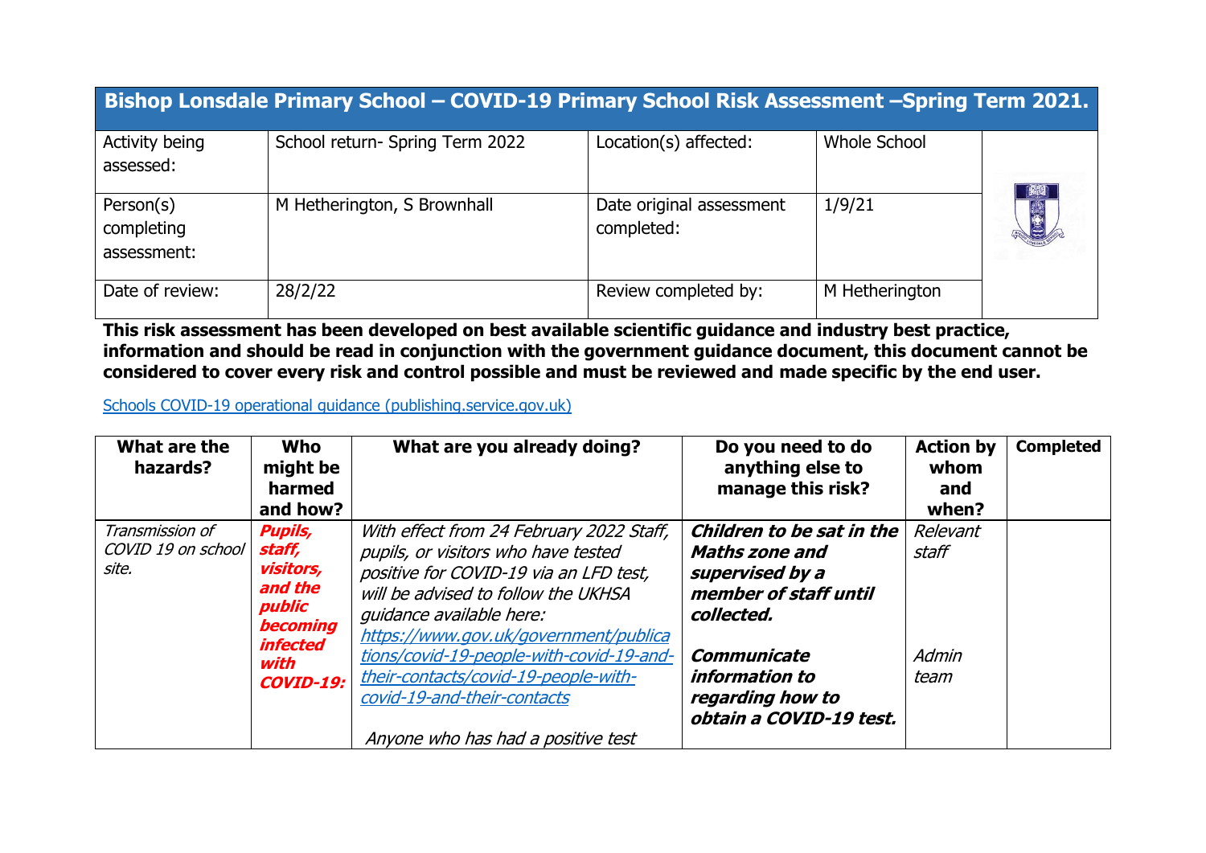# Bishop Lonsdale Primary School – COVID-19 Primary School Risk Assessment –Spring Term 2021.

| Activity being assessed: | School return- Spring Term 2022 | Location(s) affected: | Whole School |
|---|---|---|---|
| Person(s) completing assessment: | M Hetherington, S Brownhall | Date original assessment completed: | 1/9/21 |
| Date of review: | 28/2/22 | Review completed by: | M Hetherington |

**This risk assessment has been developed on best available scientific guidance and industry best practice, information and should be read in conjunction with the government guidance document, this document cannot be considered to cover every risk and control possible and must be reviewed and made specific by the end user.**

[Schools COVID-19 operational guidance (publishing.service.gov.uk)](https://publishing.service.gov.uk)

| What are the hazards? | Who might be harmed and how? | What are you already doing? | Do you need to do anything else to manage this risk? | Action by whom and when? | Completed |
|---|---|---|---|---|---|
| *Transmission of COVID 19 on school site.* | ***Pupils, staff, visitors, and the public becoming infected with COVID-19:*** | *With effect from 24 February 2022 Staff, pupils, or visitors who have tested positive for COVID-19 via an LFD test, will be advised to follow the UKHSA guidance available here: [https://www.gov.uk/government/publications/covid-19-people-with-covid-19-and-their-contacts/covid-19-people-with-covid-19-and-their-contacts](https://www.gov.uk/government/publications/covid-19-people-with-covid-19-and-their-contacts/covid-19-people-with-covid-19-and-their-contacts)*<br><br>*Anyone who has had a positive test* | ***Children to be sat in the Maths zone and supervised by a member of staff until collected.***<br><br>***Communicate information to regarding how to obtain a COVID-19 test.*** | *Relevant staff*<br><br>*Admin team* | |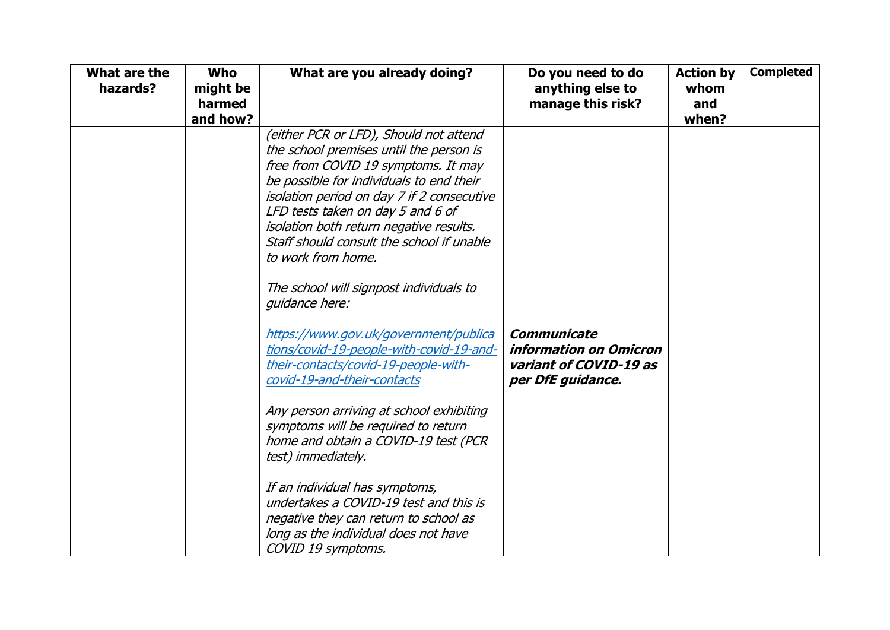| What are the hazards? | Who might be harmed and how? | What are you already doing? | Do you need to do anything else to manage this risk? | Action by whom and when? | Completed |
|---|---|---|---|---|---|
| | | *(either PCR or LFD), Should not attend the school premises until the person is free from COVID 19 symptoms. It may be possible for individuals to end their isolation period on day 7 if 2 consecutive LFD tests taken on day 5 and 6 of isolation both return negative results. Staff should consult the school if unable to work from home.*<br><br>*The school will signpost individuals to guidance here:*<br><br>*https://www.gov.uk/government/publications/covid-19-people-with-covid-19-and-their-contacts/covid-19-people-with-covid-19-and-their-contacts*<br><br>*Any person arriving at school exhibiting symptoms will be required to return home and obtain a COVID-19 test (PCR test) immediately.*<br><br>*If an individual has symptoms, undertakes a COVID-19 test and this is negative they can return to school as long as the individual does not have COVID 19 symptoms.* | ***Communicate information on Omicron variant of COVID-19 as per DfE guidance.*** | | |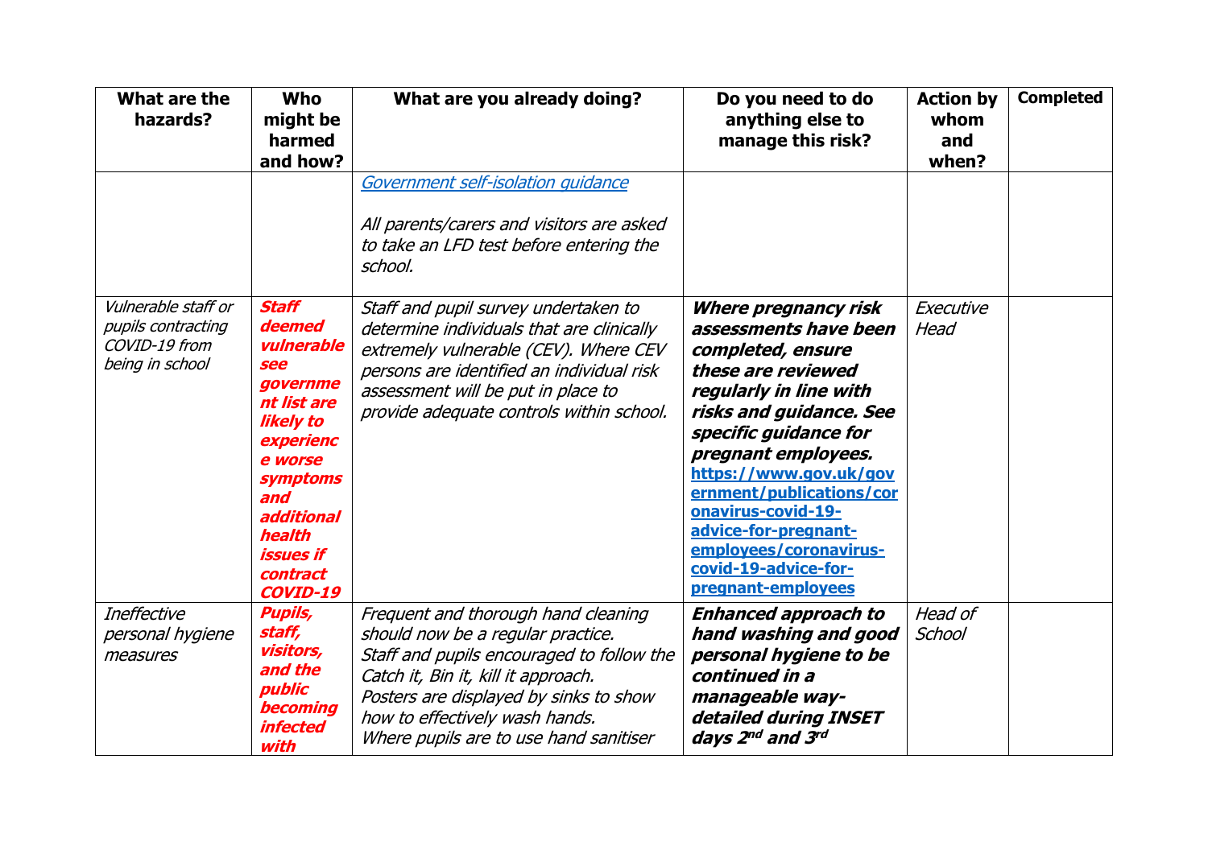| What are the hazards? | Who might be harmed and how? | What are you already doing? | Do you need to do anything else to manage this risk? | Action by whom and when? | Completed |
|---|---|---|---|---|---|
| | | *Government self-isolation guidance*<br><br>*All parents/carers and visitors are asked to take an LFD test before entering the school.* | | | |
| *Vulnerable staff or pupils contracting COVID-19 from being in school* | ***Staff deemed vulnerable see government list are likely to experience worse symptoms and additional health issues if contract COVID-19*** | *Staff and pupil survey undertaken to determine individuals that are clinically extremely vulnerable (CEV). Where CEV persons are identified an individual risk assessment will be put in place to provide adequate controls within school.* | ***Where pregnancy risk assessments have been completed, ensure these are reviewed regularly in line with risks and guidance. See specific guidance for pregnant employees.*** **https://www.gov.uk/government/publications/coronavirus-covid-19-advice-for-pregnant-employees/coronavirus-covid-19-advice-for-pregnant-employees** | *Executive Head* | |
| *Ineffective personal hygiene measures* | ***Pupils, staff, visitors, and the public becoming infected with*** | *Frequent and thorough hand cleaning should now be a regular practice.*<br>*Staff and pupils encouraged to follow the Catch it, Bin it, kill it approach.*<br>*Posters are displayed by sinks to show how to effectively wash hands.*<br>*Where pupils are to use hand sanitiser* | ***Enhanced approach to hand washing and good personal hygiene to be continued in a manageable way- detailed during INSET days 2nd and 3rd*** | *Head of School* | |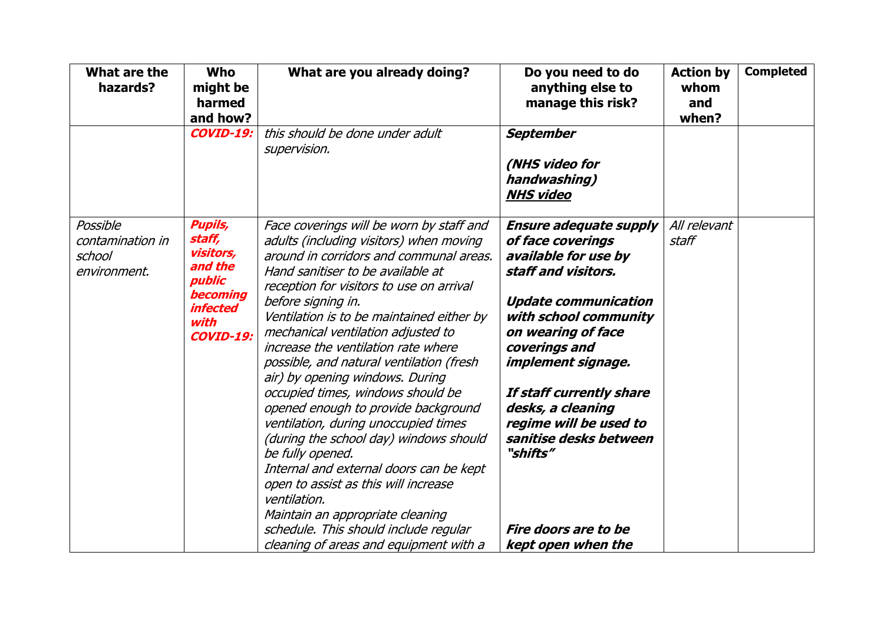| What are the hazards? | Who might be harmed and how? | What are you already doing? | Do you need to do anything else to manage this risk? | Action by whom and when? | Completed |
|---|---|---|---|---|---|
| | ***COVID-19:*** | *this should be done under adult supervision.* | ***September***<br><br>***(NHS video for handwashing)***<br>***NHS video*** | | |
| *Possible contamination in school environment.* | ***Pupils, staff, visitors, and the public becoming infected with COVID-19:*** | *Face coverings will be worn by staff and adults (including visitors) when moving around in corridors and communal areas.*<br>*Hand sanitiser to be available at reception for visitors to use on arrival before signing in.*<br>*Ventilation is to be maintained either by mechanical ventilation adjusted to increase the ventilation rate where possible, and natural ventilation (fresh air) by opening windows. During occupied times, windows should be opened enough to provide background ventilation, during unoccupied times (during the school day) windows should be fully opened.*<br>*Internal and external doors can be kept open to assist as this will increase ventilation.*<br>*Maintain an appropriate cleaning schedule. This should include regular cleaning of areas and equipment with a* | ***Ensure adequate supply of face coverings available for use by staff and visitors.***<br><br>***Update communication with school community on wearing of face coverings and implement signage.***<br><br>***If staff currently share desks, a cleaning regime will be used to sanitise desks between "shifts"***<br><br>***Fire doors are to be kept open when the*** | *All relevant staff* | |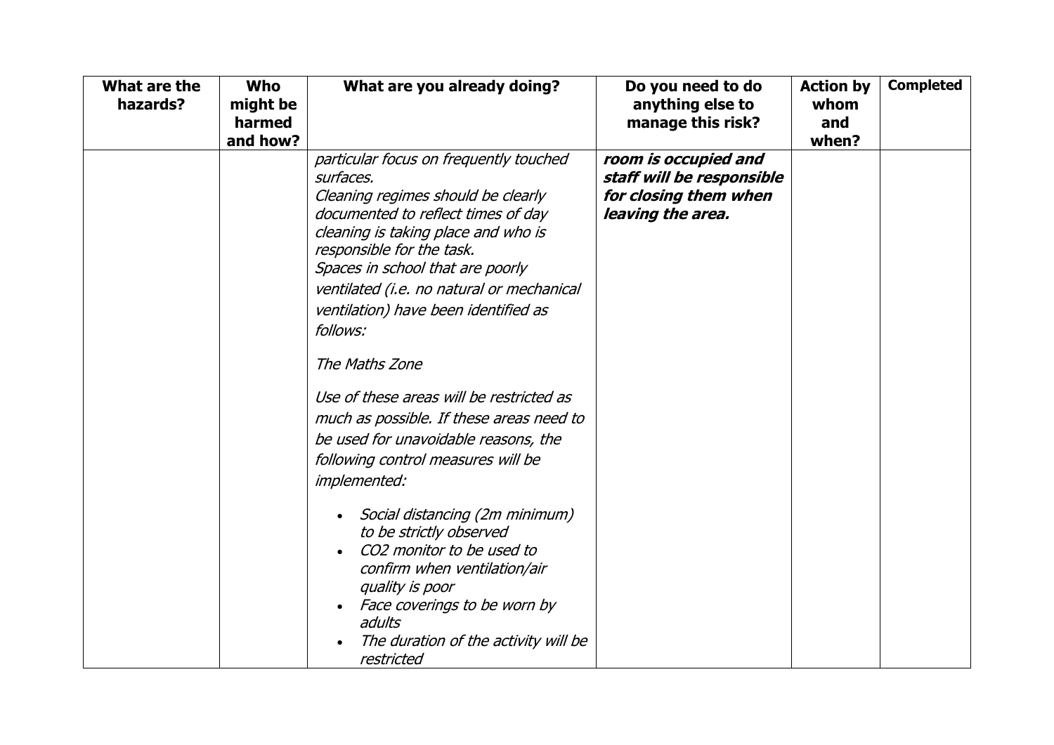| What are the hazards? | Who might be harmed and how? | What are you already doing? | Do you need to do anything else to manage this risk? | Action by whom and when? | Completed |
|---|---|---|---|---|---|
| | | *particular focus on frequently touched surfaces.*<br>*Cleaning regimes should be clearly documented to reflect times of day cleaning is taking place and who is responsible for the task.*<br>*Spaces in school that are poorly ventilated (i.e. no natural or mechanical ventilation) have been identified as follows:*<br><br>*The Maths Zone*<br><br>*Use of these areas will be restricted as much as possible. If these areas need to be used for unavoidable reasons, the following control measures will be implemented:*<br><br>• *Social distancing (2m minimum) to be strictly observed*<br>• *CO2 monitor to be used to confirm when ventilation/air quality is poor*<br>• *Face coverings to be worn by adults*<br>• *The duration of the activity will be restricted* | ***room is occupied and staff will be responsible for closing them when leaving the area.*** | | |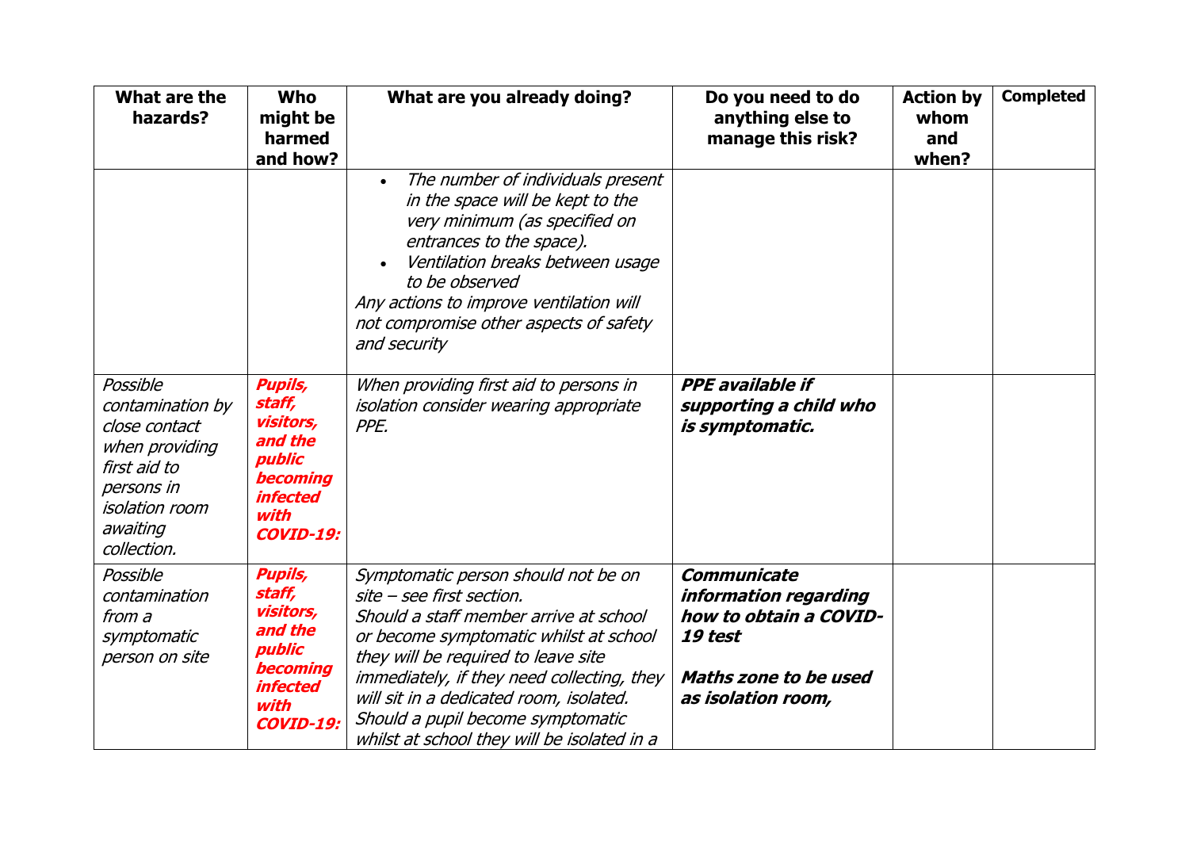| What are the hazards? | Who might be harmed and how? | What are you already doing? | Do you need to do anything else to manage this risk? | Action by whom and when? | Completed |
|---|---|---|---|---|---|
| | | <ul><li>*The number of individuals present in the space will be kept to the very minimum (as specified on entrances to the space).*</li><li>*Ventilation breaks between usage to be observed*</li></ul>*Any actions to improve ventilation will not compromise other aspects of safety and security* | | | |
| *Possible contamination by close contact when providing first aid to persons in isolation room awaiting collection.* | ***Pupils, staff, visitors, and the public becoming infected with COVID-19:*** | *When providing first aid to persons in isolation consider wearing appropriate PPE.* | ***PPE available if supporting a child who is symptomatic.*** | | |
| *Possible contamination from a symptomatic person on site* | ***Pupils, staff, visitors, and the public becoming infected with COVID-19:*** | *Symptomatic person should not be on site – see first section.*<br>*Should a staff member arrive at school or become symptomatic whilst at school they will be required to leave site immediately, if they need collecting, they will sit in a dedicated room, isolated.*<br>*Should a pupil become symptomatic whilst at school they will be isolated in a* | ***Communicate information regarding how to obtain a COVID-19 test***<br><br>***Maths zone to be used as isolation room,*** | | |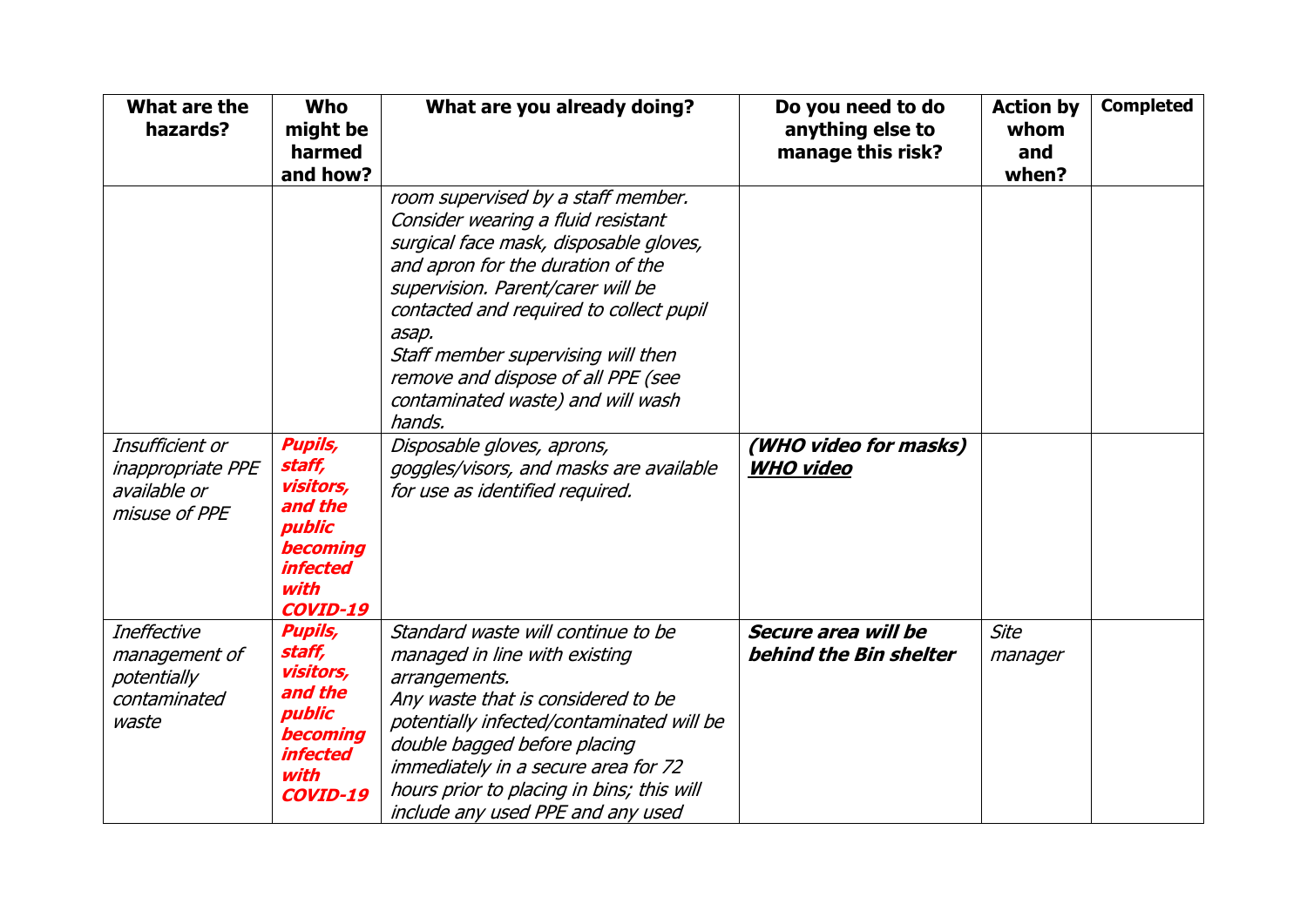| What are the hazards? | Who might be harmed and how? | What are you already doing? | Do you need to do anything else to manage this risk? | Action by whom and when? | Completed |
|---|---|---|---|---|---|
| | | *room supervised by a staff member. Consider wearing a fluid resistant surgical face mask, disposable gloves, and apron for the duration of the supervision. Parent/carer will be contacted and required to collect pupil asap.*<br>*Staff member supervising will then remove and dispose of all PPE (see contaminated waste) and will wash hands.* | | | |
| *Insufficient or inappropriate PPE available or misuse of PPE* | ***Pupils, staff, visitors, and the public becoming infected with COVID-19*** | *Disposable gloves, aprons, goggles/visors, and masks are available for use as identified required.* | ***(WHO video for masks)***<br>***WHO video*** | | |
| *Ineffective management of potentially contaminated waste* | ***Pupils, staff, visitors, and the public becoming infected with COVID-19*** | *Standard waste will continue to be managed in line with existing arrangements.*<br>*Any waste that is considered to be potentially infected/contaminated will be double bagged before placing immediately in a secure area for 72 hours prior to placing in bins; this will include any used PPE and any used* | ***Secure area will be behind the Bin shelter*** | *Site manager* | |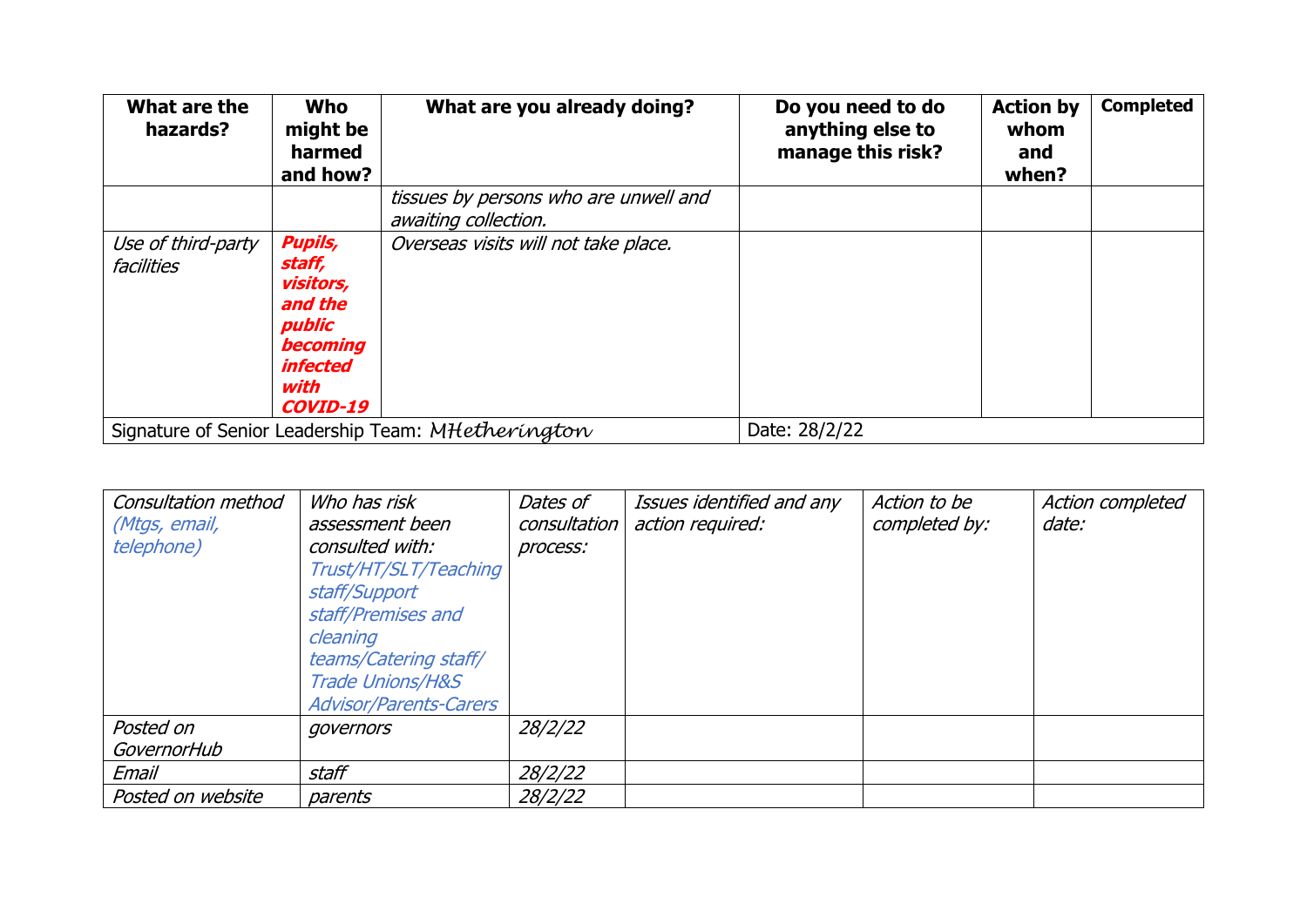| What are the hazards? | Who might be harmed and how? | What are you already doing? | Do you need to do anything else to manage this risk? | Action by whom and when? | Completed |
|---|---|---|---|---|---|
| | | *tissues by persons who are unwell and awaiting collection.* | | | |
| *Use of third-party facilities* | ***Pupils, staff, visitors, and the public becoming infected with COVID-19*** | *Overseas visits will not take place.* | | | |
| Signature of Senior Leadership Team: MHetherington | | | Date: 28/2/22 | | |

| *Consultation method (Mtgs, email, telephone)* | *Who has risk assessment been consulted with: Trust/HT/SLT/Teaching staff/Support staff/Premises and cleaning teams/Catering staff/ Trade Unions/H&S Advisor/Parents-Carers* | *Dates of consultation process:* | *Issues identified and any action required:* | *Action to be completed by:* | *Action completed date:* |
|---|---|---|---|---|---|
| *Posted on GovernorHub* | *governors* | *28/2/22* | | | |
| *Email* | *staff* | *28/2/22* | | | |
| *Posted on website* | *parents* | *28/2/22* | | | |